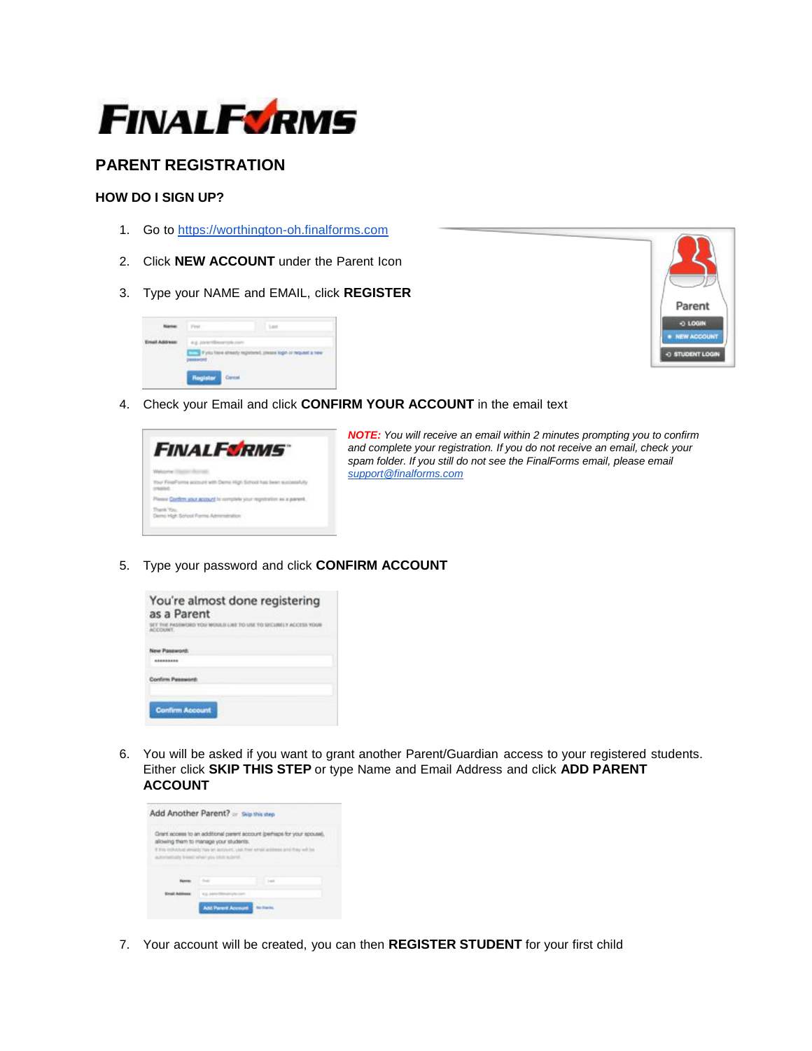# FINALFORMS

## PARENT REGISTRATION

### HOW DO I SIGN UP?

1. Go to [https://worthington-oh.finalforms.com](https://worthington-oh.finalforms.com)
2. Click **NEW ACCOUNT** under the Parent Icon
3. Type your NAME and EMAIL, click **REGISTER**
4. Check your Email and click **CONFIRM YOUR ACCOUNT** in the email text

   ***NOTE:*** *You will receive an email within 2 minutes prompting you to confirm and complete your registration. If you do not receive an email, check your spam folder. If you still do not see the FinalForms email, please email [support@finalforms.com](mailto:support@finalforms.com)*

5. Type your password and click **CONFIRM ACCOUNT**
6. You will be asked if you want to grant another Parent/Guardian access to your registered students. Either click **SKIP THIS STEP** or type Name and Email Address and click **ADD PARENT ACCOUNT**
7. Your account will be created, you can then **REGISTER STUDENT** for your first child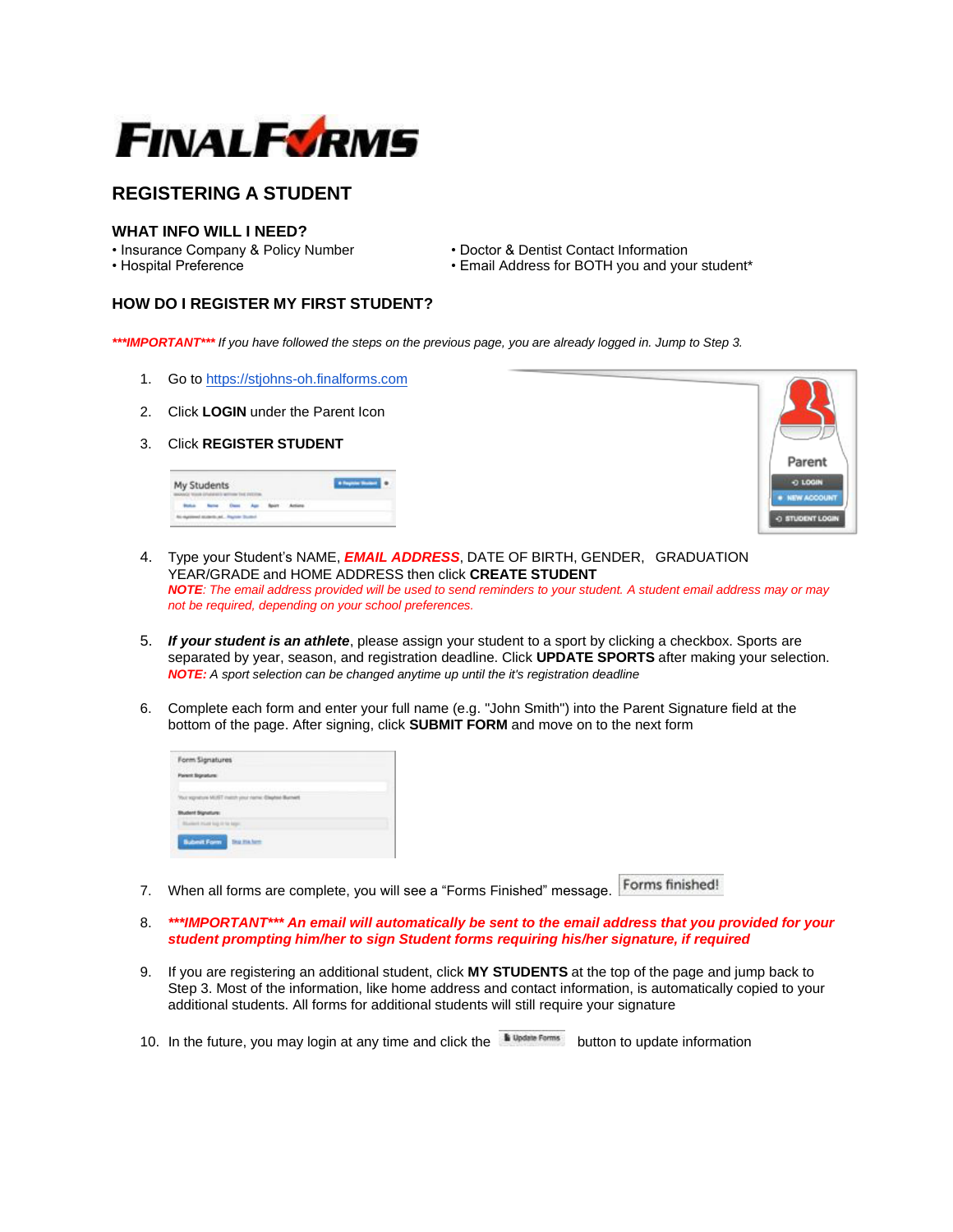# FINALFORMS

## REGISTERING A STUDENT

### WHAT INFO WILL I NEED?

- Insurance Company & Policy Number
- Hospital Preference
- Doctor & Dentist Contact Information
- Email Address for BOTH you and your student*

### HOW DO I REGISTER MY FIRST STUDENT?

***\*\*\*IMPORTANT\*\*\**** *If you have followed the steps on the previous page, you are already logged in. Jump to Step 3.*

1. Go to https://stjohns-oh.finalforms.com
2. Click **LOGIN** under the Parent Icon
3. Click **REGISTER STUDENT**
4. Type your Student's NAME, ***EMAIL ADDRESS***, DATE OF BIRTH, GENDER, GRADUATION YEAR/GRADE and HOME ADDRESS then click **CREATE STUDENT**
   ***NOTE****: The email address provided will be used to send reminders to your student. A student email address may or may not be required, depending on your school preferences.*
5. ***If your student is an athlete***, please assign your student to a sport by clicking a checkbox. Sports are separated by year, season, and registration deadline. Click **UPDATE SPORTS** after making your selection.
   ***NOTE:*** *A sport selection can be changed anytime up until the it's registration deadline*
6. Complete each form and enter your full name (e.g. "John Smith") into the Parent Signature field at the bottom of the page. After signing, click **SUBMIT FORM** and move on to the next form
7. When all forms are complete, you will see a "Forms Finished" message. Forms finished!
8. ***\*\*\*IMPORTANT\*\*\* An email will automatically be sent to the email address that you provided for your student prompting him/her to sign Student forms requiring his/her signature, if required***
9. If you are registering an additional student, click **MY STUDENTS** at the top of the page and jump back to Step 3. Most of the information, like home address and contact information, is automatically copied to your additional students. All forms for additional students will still require your signature
10. In the future, you may login at any time and click the Update Forms button to update information